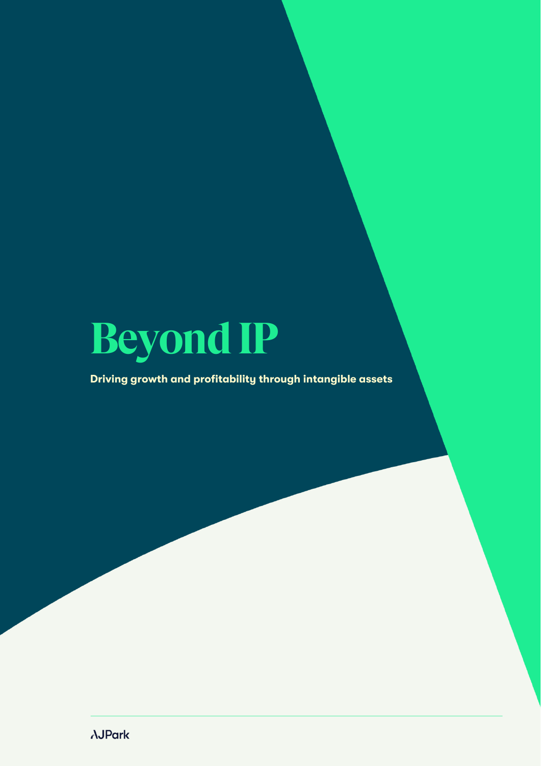# Beyond IP

**Driving growth and profitability through intangible assets**

AJPark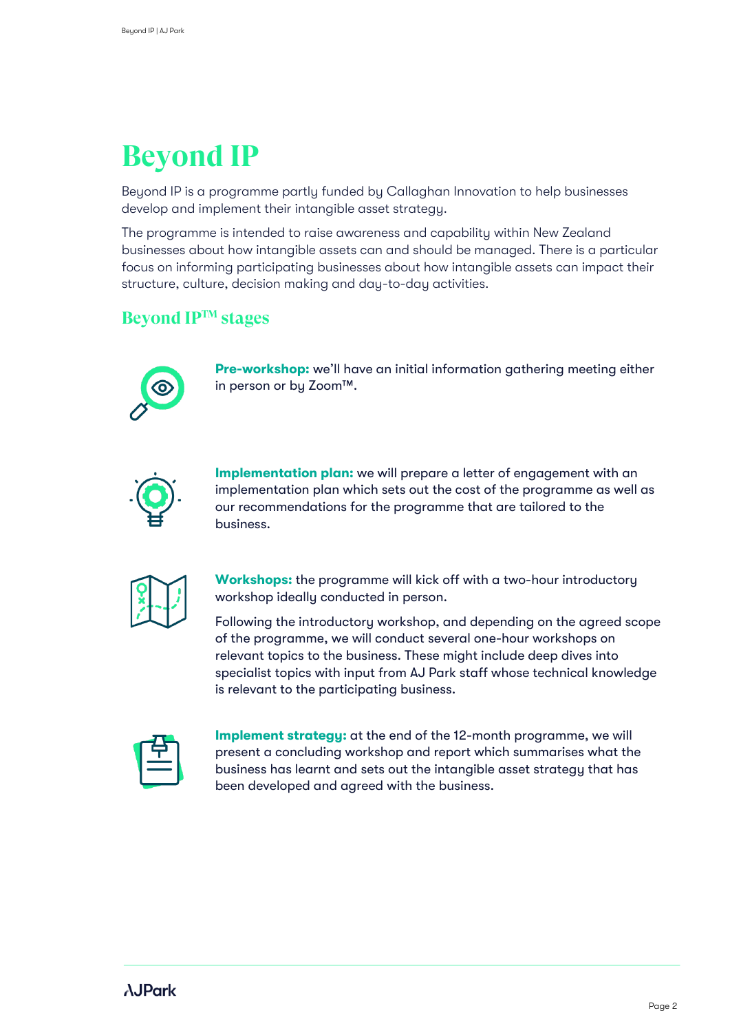# Beyond IP

Beyond IP is a programme partly funded by Callaghan Innovation to help businesses develop and implement their intangible asset strategy.

The programme is intended to raise awareness and capability within New Zealand businesses about how intangible assets can and should be managed. There is a particular focus on informing participating businesses about how intangible assets can impact their structure, culture, decision making and day-to-day activities.

## Beyond IP™ stages

**Pre-workshop:** we'll have an initial information gathering meeting either in person or by Zoom™.

**Implementation plan:** we will prepare a letter of engagement with an implementation plan which sets out the cost of the programme as well as our recommendations for the programme that are tailored to the business.

**Workshops:** the programme will kick off with a two-hour introductory workshop ideally conducted in person.

Following the introductory workshop, and depending on the agreed scope of the programme, we will conduct several one-hour workshops on relevant topics to the business. These might include deep dives into specialist topics with input from AJ Park staff whose technical knowledge is relevant to the participating business.

**Implement strategy:** at the end of the 12-month programme, we will present a concluding workshop and report which summarises what the business has learnt and sets out the intangible asset strategy that has been developed and agreed with the business.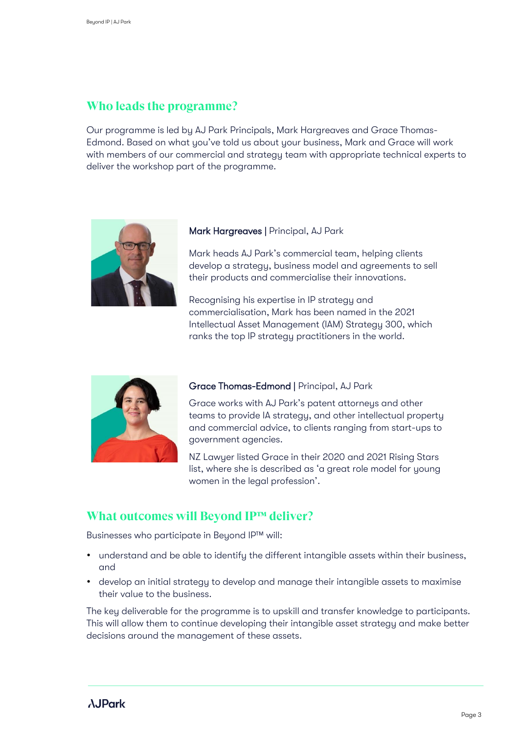## Who leads the programme?

Our programme is led by AJ Park Principals, Mark Hargreaves and Grace Thomas-Edmond. Based on what you've told us about your business, Mark and Grace will work with members of our commercial and strategy team with appropriate technical experts to deliver the workshop part of the programme.

**Mark Hargreaves** | Principal, AJ Park

Mark heads AJ Park's commercial team, helping clients develop a strategy, business model and agreements to sell their products and commercialise their innovations.

Recognising his expertise in IP strategy and commercialisation, Mark has been named in the 2021 Intellectual Asset Management (IAM) Strategy 300, which ranks the top IP strategy practitioners in the world.

**Grace Thomas-Edmond** | Principal, AJ Park

Grace works with AJ Park's patent attorneys and other teams to provide IA strategy, and other intellectual property and commercial advice, to clients ranging from start-ups to government agencies.

NZ Lawyer listed Grace in their 2020 and 2021 Rising Stars list, where she is described as 'a great role model for young women in the legal profession'.

## What outcomes will Beyond IP™ deliver?

Businesses who participate in Beyond IP™ will:

- understand and be able to identify the different intangible assets within their business, and
- develop an initial strategy to develop and manage their intangible assets to maximise their value to the business.

The key deliverable for the programme is to upskill and transfer knowledge to participants. This will allow them to continue developing their intangible asset strategy and make better decisions around the management of these assets.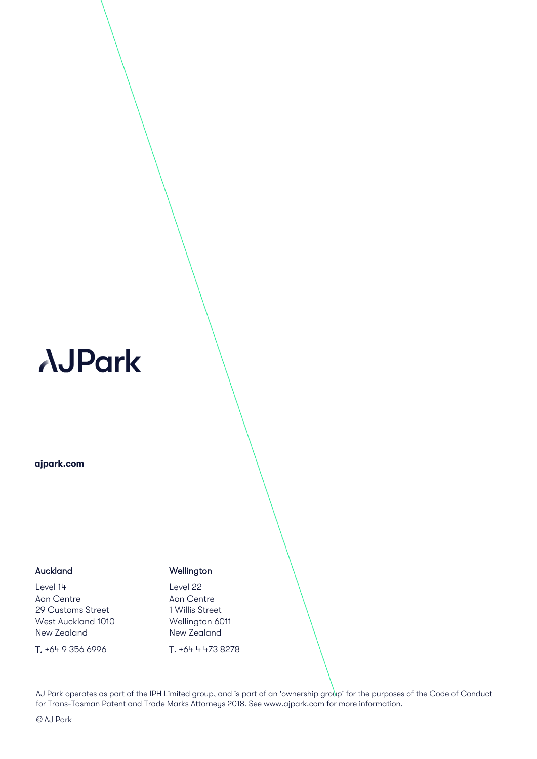AJPark

**ajpark.com**

**Auckland**

Level 14
Aon Centre
29 Customs Street
West Auckland 1010
New Zealand

T. +64 9 356 6996

**Wellington**

Level 22
Aon Centre
1 Willis Street
Wellington 6011
New Zealand

T. +64 4 473 8278

AJ Park operates as part of the IPH Limited group, and is part of an 'ownership group' for the purposes of the Code of Conduct for Trans-Tasman Patent and Trade Marks Attorneys 2018. See www.ajpark.com for more information.

© AJ Park